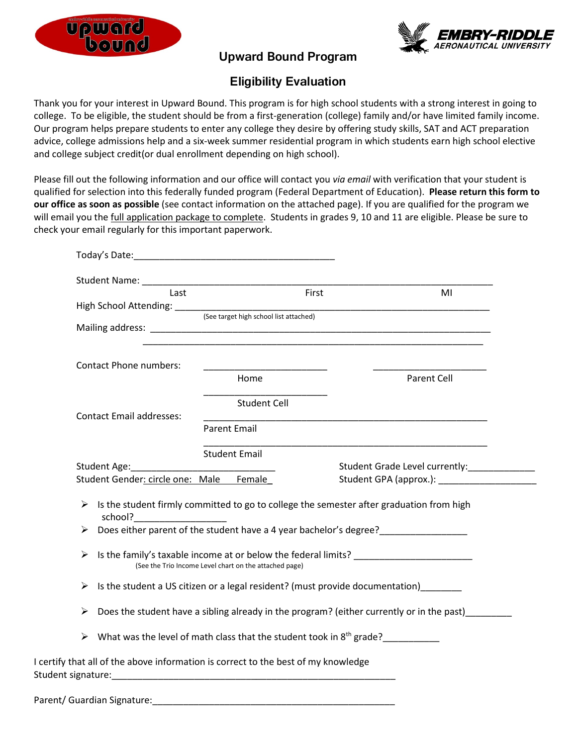## Upward Bound Program

## Eligibility Evaluation

Thank you for your interest in Upward Bound. This program is for high school students with a strong interest in going to college. To be eligible, the student should be from a first-generation (college) family and/or have limited family income. Our program helps prepare students to enter any college they desire by offering study skills, SAT and ACT preparation advice, college admissions help and a six-week summer residential program in which students earn high school elective and college subject credit(or dual enrollment depending on high school).

Please fill out the following information and our office will contact you *via email* with verification that your student is qualified for selection into this federally funded program (Federal Department of Education). **Please return this form to our office as soon as possible** (see contact information on the attached page). If you are qualified for the program we will email you the full application package to complete. Students in grades 9, 10 and 11 are eligible. Please be sure to check your email regularly for this important paperwork.

Today's Date:________________________________________

Student Name: ________________________________________________________________
Last First MI

High School Attending: ________________________________________________________
(See target high school list attached)

Mailing address: ______________________________________________________________
______________________________________________________________

Contact Phone numbers: ________________________ Home ________________________ Parent Cell
________________________ Student Cell

Contact Email addresses: ________________________________________________ Parent Email
________________________________________________ Student Email

Student Age:____________________________ Student Grade Level currently:_____________

Student Gender: circle one: Male Female Student GPA (approx.): ___________________

- Is the student firmly committed to go to college the semester after graduation from high school?_________________
- Does either parent of the student have a 4 year bachelor's degree?________________
- Is the family's taxable income at or below the federal limits? ______________________
  (See the Trio Income Level chart on the attached page)
- Is the student a US citizen or a legal resident? (must provide documentation)________
- Does the student have a sibling already in the program? (either currently or in the past)_________
- What was the level of math class that the student took in 8th grade?___________

I certify that all of the above information is correct to the best of my knowledge

Student signature:________________________________________________________

Parent/ Guardian Signature:_______________________________________________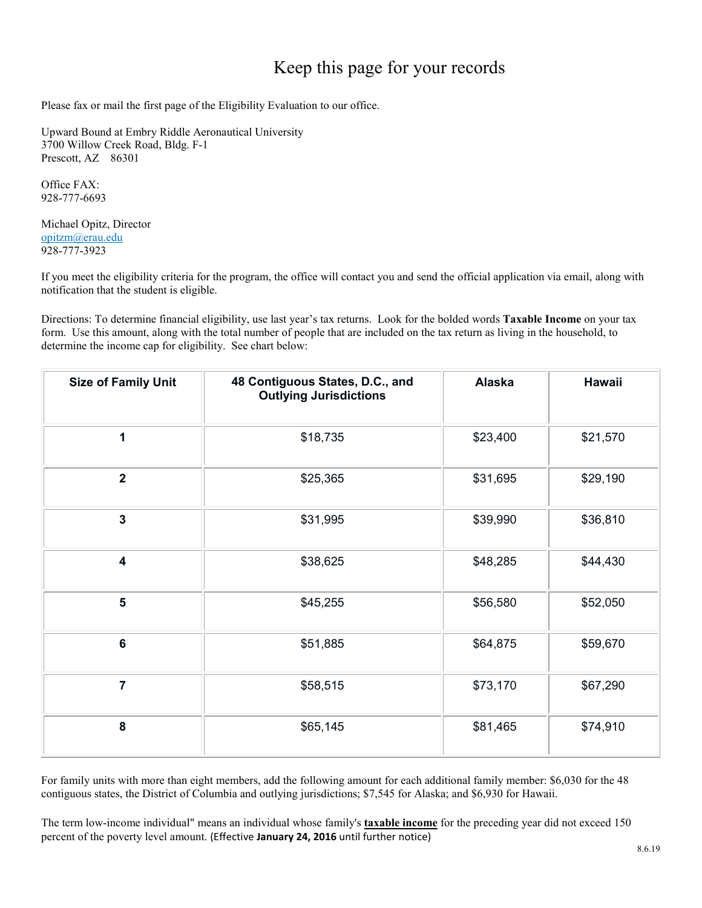# Keep this page for your records

Please fax or mail the first page of the Eligibility Evaluation to our office.

Upward Bound at Embry Riddle Aeronautical University
3700 Willow Creek Road, Bldg. F-1
Prescott, AZ 86301

Office FAX:
928-777-6693

Michael Opitz, Director
opitzm@erau.edu
928-777-3923

If you meet the eligibility criteria for the program, the office will contact you and send the official application via email, along with notification that the student is eligible.

Directions: To determine financial eligibility, use last year's tax returns. Look for the bolded words **Taxable Income** on your tax form. Use this amount, along with the total number of people that are included on the tax return as living in the household, to determine the income cap for eligibility. See chart below:

| Size of Family Unit | 48 Contiguous States, D.C., and Outlying Jurisdictions | Alaska | Hawaii |
|---|---|---|---|
| 1 | $18,735 | $23,400 | $21,570 |
| 2 | $25,365 | $31,695 | $29,190 |
| 3 | $31,995 | $39,990 | $36,810 |
| 4 | $38,625 | $48,285 | $44,430 |
| 5 | $45,255 | $56,580 | $52,050 |
| 6 | $51,885 | $64,875 | $59,670 |
| 7 | $58,515 | $73,170 | $67,290 |
| 8 | $65,145 | $81,465 | $74,910 |

For family units with more than eight members, add the following amount for each additional family member: $6,030 for the 48 contiguous states, the District of Columbia and outlying jurisdictions; $7,545 for Alaska; and $6,930 for Hawaii.

The term low-income individual" means an individual whose family's **taxable income** for the preceding year did not exceed 150 percent of the poverty level amount. (Effective **January 24, 2016** until further notice)

8.6.19